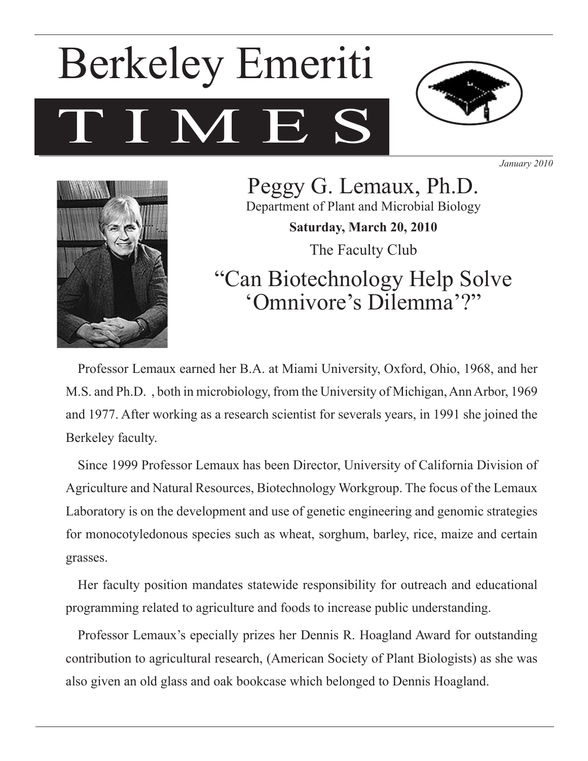# Berkeley Emeriti TIMES

*January 2010*

## Peggy G. Lemaux, Ph.D.

Department of Plant and Microbial Biology

**Saturday, March 20, 2010**

The Faculty Club

## "Can Biotechnology Help Solve 'Omnivore's Dilemma'?"

Professor Lemaux earned her B.A. at Miami University, Oxford, Ohio, 1968, and her M.S. and Ph.D. , both in microbiology, from the University of Michigan, Ann Arbor, 1969 and 1977. After working as a research scientist for severals years, in 1991 she joined the Berkeley faculty.

Since 1999 Professor Lemaux has been Director, University of California Division of Agriculture and Natural Resources, Biotechnology Workgroup. The focus of the Lemaux Laboratory is on the development and use of genetic engineering and genomic strategies for monocotyledonous species such as wheat, sorghum, barley, rice, maize and certain grasses.

Her faculty position mandates statewide responsibility for outreach and educational programming related to agriculture and foods to increase public understanding.

Professor Lemaux's epecially prizes her Dennis R. Hoagland Award for outstanding contribution to agricultural research, (American Society of Plant Biologists) as she was also given an old glass and oak bookcase which belonged to Dennis Hoagland.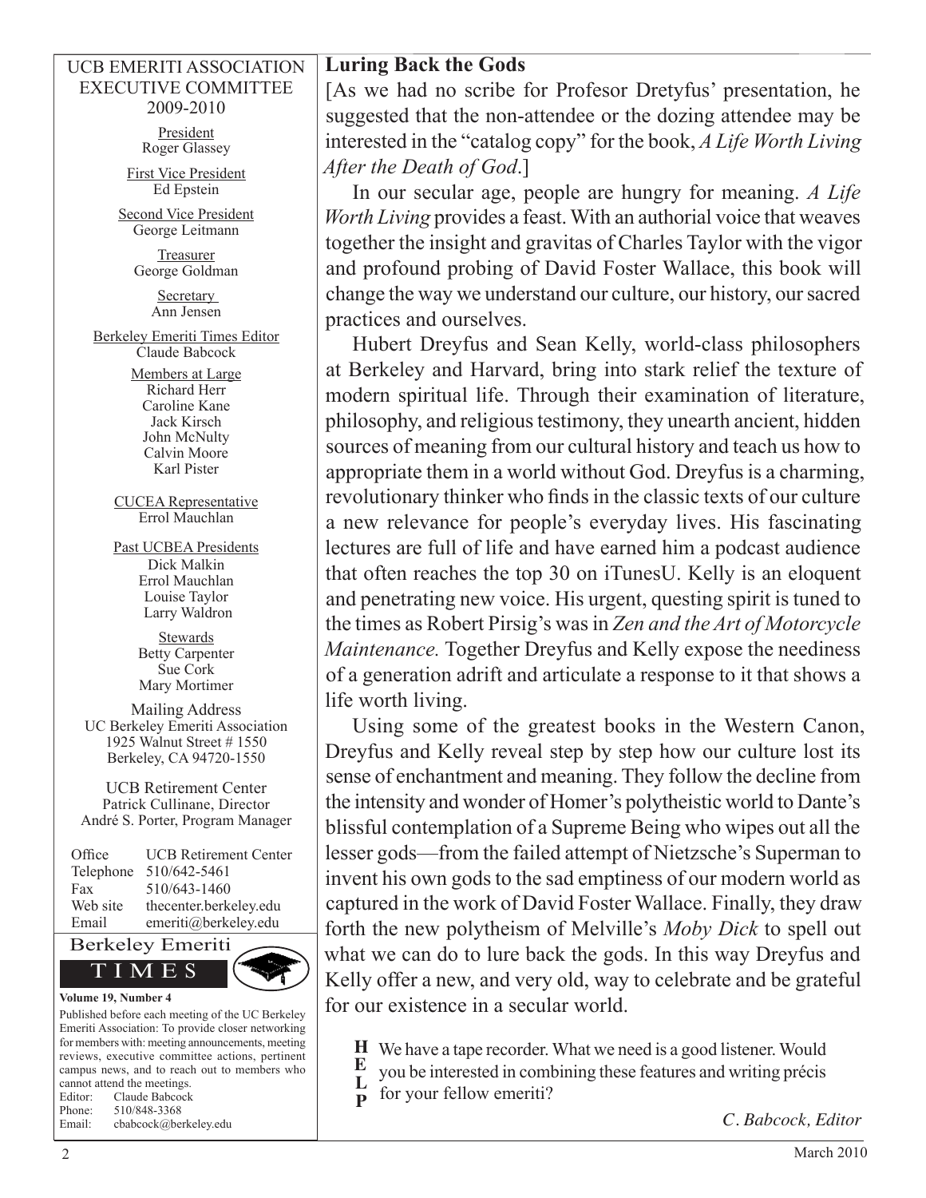UCB EMERITI ASSOCIATION
EXECUTIVE COMMITTEE
2009-2010

President
Roger Glassey

First Vice President
Ed Epstein

Second Vice President
George Leitmann

Treasurer
George Goldman

Secretary
Ann Jensen

Berkeley Emeriti Times Editor
Claude Babcock

Members at Large
Richard Herr
Caroline Kane
Jack Kirsch
John McNulty
Calvin Moore
Karl Pister

CUCEA Representative
Errol Mauchlan

Past UCBEA Presidents
Dick Malkin
Errol Mauchlan
Louise Taylor
Larry Waldron

Stewards
Betty Carpenter
Sue Cork
Mary Mortimer

Mailing Address
UC Berkeley Emeriti Association
1925 Walnut Street # 1550
Berkeley, CA 94720-1550

UCB Retirement Center
Patrick Cullinane, Director
André S. Porter, Program Manager

| | |
|---|---|
| Office | UCB Retirement Center |
| Telephone | 510/642-5461 |
| Fax | 510/643-1460 |
| Web site | thecenter.berkeley.edu |
| Email | emeriti@berkeley.edu |

Berkeley Emeriti TIMES

**Volume 19, Number 4**

Published before each meeting of the UC Berkeley Emeriti Association: To provide closer networking for members with: meeting announcements, meeting reviews, executive committee actions, pertinent campus news, and to reach out to members who cannot attend the meetings.

Editor: Claude Babcock
Phone: 510/848-3368
Email: cbabcock@berkeley.edu

## Luring Back the Gods

[As we had no scribe for Profesor Dretyfus' presentation, he suggested that the non-attendee or the dozing attendee may be interested in the "catalog copy" for the book, *A Life Worth Living After the Death of God*.]

In our secular age, people are hungry for meaning. *A Life Worth Living* provides a feast. With an authorial voice that weaves together the insight and gravitas of Charles Taylor with the vigor and profound probing of David Foster Wallace, this book will change the way we understand our culture, our history, our sacred practices and ourselves.

Hubert Dreyfus and Sean Kelly, world-class philosophers at Berkeley and Harvard, bring into stark relief the texture of modern spiritual life. Through their examination of literature, philosophy, and religious testimony, they unearth ancient, hidden sources of meaning from our cultural history and teach us how to appropriate them in a world without God. Dreyfus is a charming, revolutionary thinker who finds in the classic texts of our culture a new relevance for people's everyday lives. His fascinating lectures are full of life and have earned him a podcast audience that often reaches the top 30 on iTunesU. Kelly is an eloquent and penetrating new voice. His urgent, questing spirit is tuned to the times as Robert Pirsig's was in *Zen and the Art of Motorcycle Maintenance.* Together Dreyfus and Kelly expose the neediness of a generation adrift and articulate a response to it that shows a life worth living.

Using some of the greatest books in the Western Canon, Dreyfus and Kelly reveal step by step how our culture lost its sense of enchantment and meaning. They follow the decline from the intensity and wonder of Homer's polytheistic world to Dante's blissful contemplation of a Supreme Being who wipes out all the lesser gods—from the failed attempt of Nietzsche's Superman to invent his own gods to the sad emptiness of our modern world as captured in the work of David Foster Wallace. Finally, they draw forth the new polytheism of Melville's *Moby Dick* to spell out what we can do to lure back the gods. In this way Dreyfus and Kelly offer a new, and very old, way to celebrate and be grateful for our existence in a secular world.

**HELP** We have a tape recorder. What we need is a good listener. Would you be interested in combining these features and writing précis for your fellow emeriti?

*C. Babcock, Editor*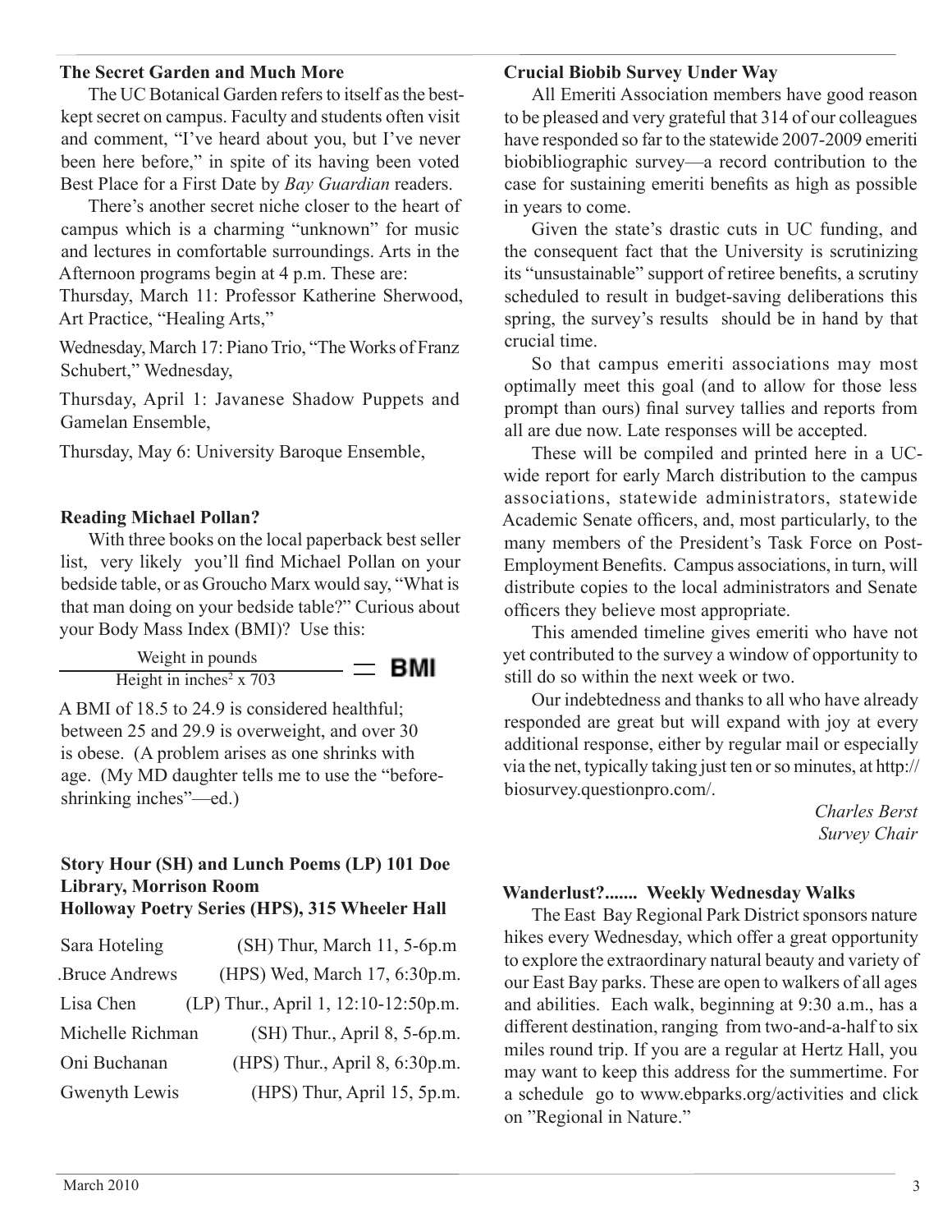**The Secret Garden and Much More**

The UC Botanical Garden refers to itself as the best-kept secret on campus. Faculty and students often visit and comment, "I've heard about you, but I've never been here before," in spite of its having been voted Best Place for a First Date by *Bay Guardian* readers.

There's another secret niche closer to the heart of campus which is a charming "unknown" for music and lectures in comfortable surroundings. Arts in the Afternoon programs begin at 4 p.m. These are:

Thursday, March 11: Professor Katherine Sherwood, Art Practice, "Healing Arts,"

Wednesday, March 17: Piano Trio, "The Works of Franz Schubert," Wednesday,

Thursday, April 1: Javanese Shadow Puppets and Gamelan Ensemble,

Thursday, May 6: University Baroque Ensemble,

**Reading Michael Pollan?**

With three books on the local paperback best seller list, very likely you'll find Michael Pollan on your bedside table, or as Groucho Marx would say, "What is that man doing on your bedside table?" Curious about your Body Mass Index (BMI)? Use this:

$$\frac{\text{Weight in pounds}}{\text{Height in inches}^2 \times 703} = \textbf{BMI}$$

A BMI of 18.5 to 24.9 is considered healthful; between 25 and 29.9 is overweight, and over 30 is obese. (A problem arises as one shrinks with age. (My MD daughter tells me to use the "before-shrinking inches"—ed.)

**Story Hour (SH) and Lunch Poems (LP) 101 Doe Library, Morrison Room**
**Holloway Poetry Series (HPS), 315 Wheeler Hall**

| | |
|---|---|
| Sara Hoteling | (SH) Thur, March 11, 5-6p.m |
| .Bruce Andrews | (HPS) Wed, March 17, 6:30p.m. |
| Lisa Chen | (LP) Thur., April 1, 12:10-12:50p.m. |
| Michelle Richman | (SH) Thur., April 8, 5-6p.m. |
| Oni Buchanan | (HPS) Thur., April 8, 6:30p.m. |
| Gwenyth Lewis | (HPS) Thur, April 15, 5p.m. |

**Crucial Biobib Survey Under Way**

All Emeriti Association members have good reason to be pleased and very grateful that 314 of our colleagues have responded so far to the statewide 2007-2009 emeriti biobibliographic survey—a record contribution to the case for sustaining emeriti benefits as high as possible in years to come.

Given the state's drastic cuts in UC funding, and the consequent fact that the University is scrutinizing its "unsustainable" support of retiree benefits, a scrutiny scheduled to result in budget-saving deliberations this spring, the survey's results should be in hand by that crucial time.

So that campus emeriti associations may most optimally meet this goal (and to allow for those less prompt than ours) final survey tallies and reports from all are due now. Late responses will be accepted.

These will be compiled and printed here in a UC-wide report for early March distribution to the campus associations, statewide administrators, statewide Academic Senate officers, and, most particularly, to the many members of the President's Task Force on Post-Employment Benefits. Campus associations, in turn, will distribute copies to the local administrators and Senate officers they believe most appropriate.

This amended timeline gives emeriti who have not yet contributed to the survey a window of opportunity to still do so within the next week or two.

Our indebtedness and thanks to all who have already responded are great but will expand with joy at every additional response, either by regular mail or especially via the net, typically taking just ten or so minutes, at http://biosurvey.questionpro.com/.

*Charles Berst*
*Survey Chair*

**Wanderlust?....... Weekly Wednesday Walks**

The East Bay Regional Park District sponsors nature hikes every Wednesday, which offer a great opportunity to explore the extraordinary natural beauty and variety of our East Bay parks. These are open to walkers of all ages and abilities. Each walk, beginning at 9:30 a.m., has a different destination, ranging from two-and-a-half to six miles round trip. If you are a regular at Hertz Hall, you may want to keep this address for the summertime. For a schedule go to www.ebparks.org/activities and click on "Regional in Nature."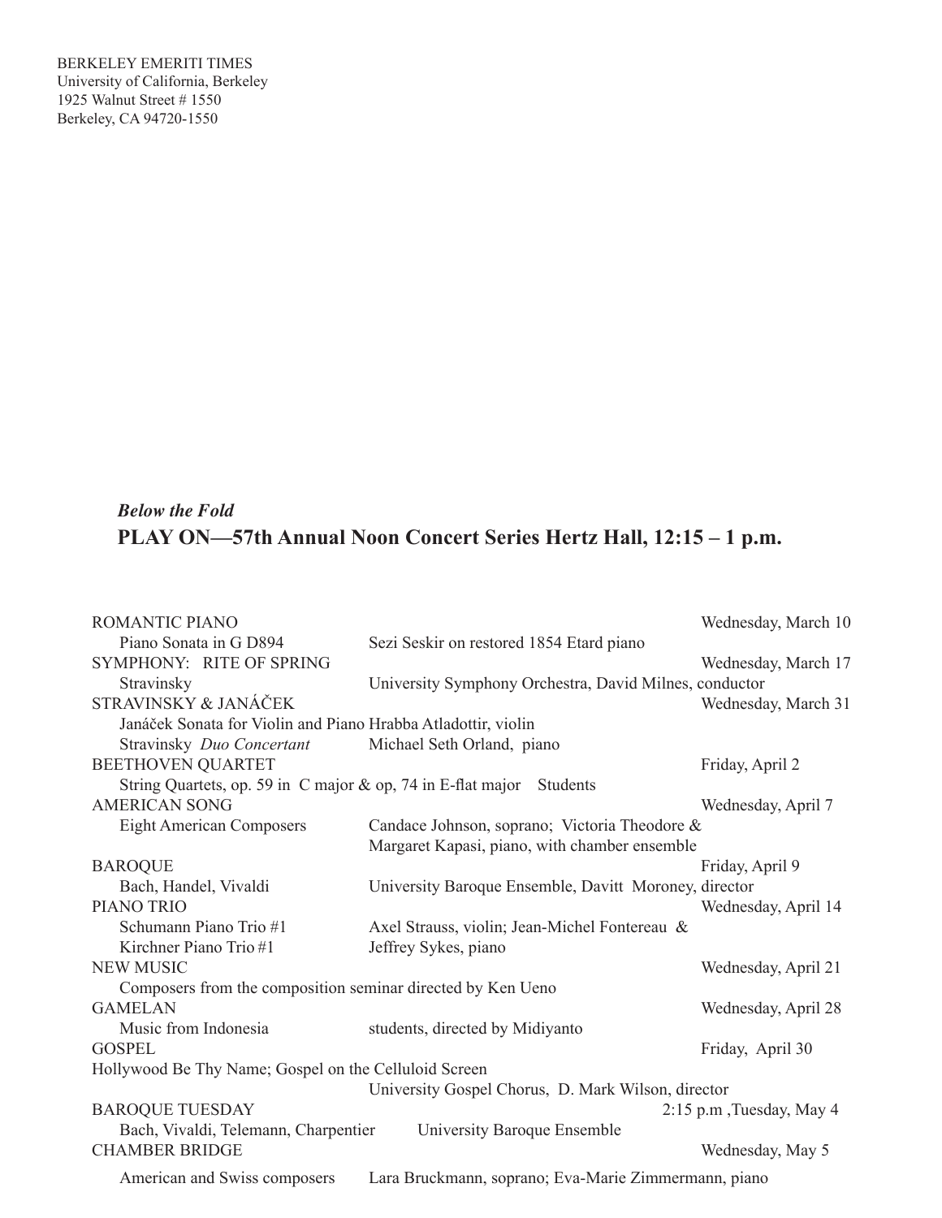BERKELEY EMERITI TIMES
University of California, Berkeley
1925 Walnut Street # 1550
Berkeley, CA 94720-1550

*Below the Fold*

## PLAY ON—57th Annual Noon Concert Series Hertz Hall, 12:15 – 1 p.m.

| | | |
|---|---|---|
| ROMANTIC PIANO | | Wednesday, March 10 |
| Piano Sonata in G D894 | Sezi Seskir on restored 1854 Etard piano | |
| SYMPHONY: RITE OF SPRING | | Wednesday, March 17 |
| Stravinsky | University Symphony Orchestra, David Milnes, conductor | |
| STRAVINSKY & JANÁČEK | | Wednesday, March 31 |
| Janáček Sonata for Violin and Piano | Hrabba Atladottir, violin | |
| Stravinsky *Duo Concertant* | Michael Seth Orland, piano | |
| BEETHOVEN QUARTET | | Friday, April 2 |
| String Quartets, op. 59 in C major & op, 74 in E-flat major | Students | |
| AMERICAN SONG | | Wednesday, April 7 |
| Eight American Composers | Candace Johnson, soprano; Victoria Theodore & Margaret Kapasi, piano, with chamber ensemble | |
| BAROQUE | | Friday, April 9 |
| Bach, Handel, Vivaldi | University Baroque Ensemble, Davitt Moroney, director | |
| PIANO TRIO | | Wednesday, April 14 |
| Schumann Piano Trio #1 | Axel Strauss, violin; Jean-Michel Fontereau & | |
| Kirchner Piano Trio #1 | Jeffrey Sykes, piano | |
| NEW MUSIC | | Wednesday, April 21 |
| Composers from the composition seminar directed by Ken Ueno | | |
| GAMELAN | | Wednesday, April 28 |
| Music from Indonesia | students, directed by Midiyanto | |
| GOSPEL | | Friday, April 30 |
| Hollywood Be Thy Name; Gospel on the Celluloid Screen | University Gospel Chorus, D. Mark Wilson, director | |
| BAROQUE TUESDAY | | 2:15 p.m ,Tuesday, May 4 |
| Bach, Vivaldi, Telemann, Charpentier | University Baroque Ensemble | |
| CHAMBER BRIDGE | | Wednesday, May 5 |
| American and Swiss composers | Lara Bruckmann, soprano; Eva-Marie Zimmermann, piano | |